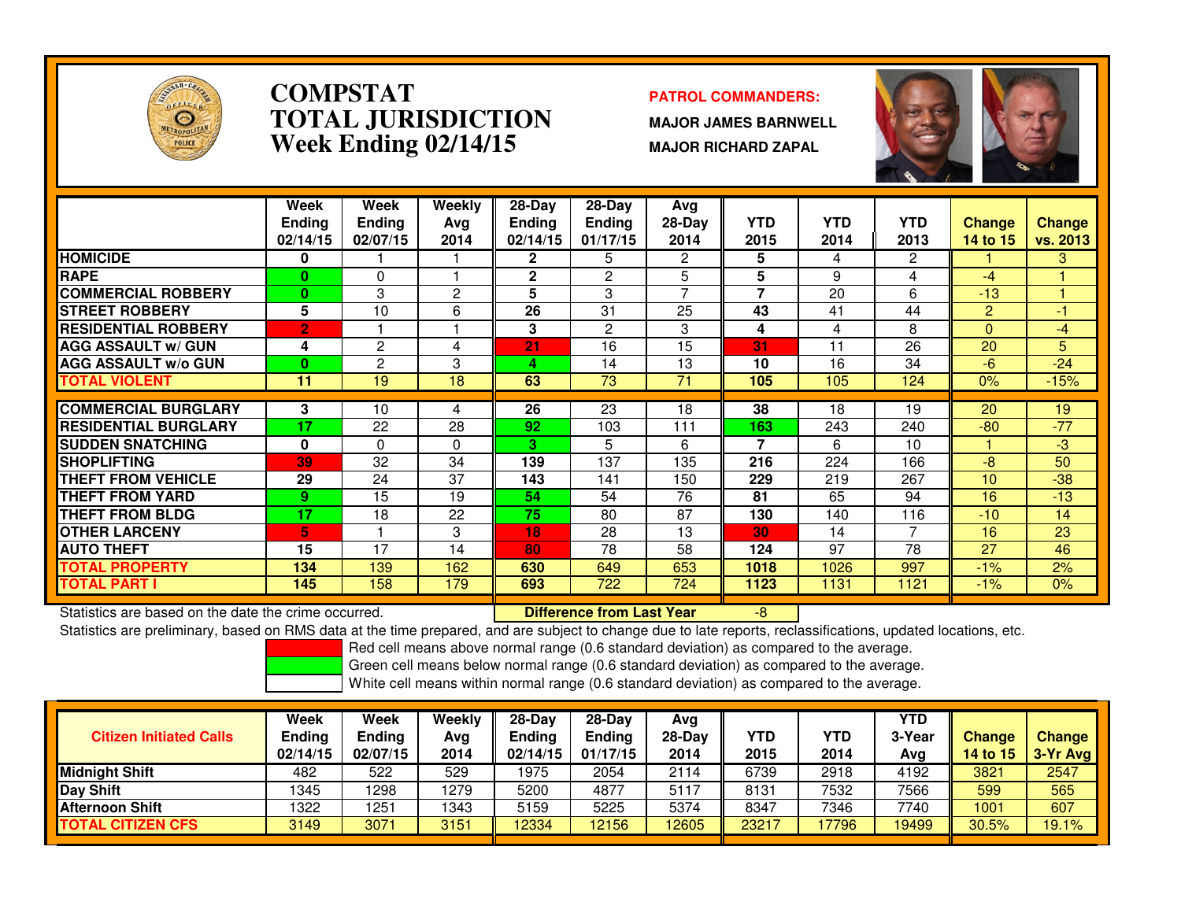# COMPSTAT
# TOTAL JURISDICTION
## Week Ending 02/14/15

**PATROL COMMANDERS:**

**MAJOR JAMES BARNWELL**

**MAJOR RICHARD ZAPAL**

| | Week Ending 02/14/15 | Week Ending 02/07/15 | Weekly Avg 2014 | 28-Day Ending 02/14/15 | 28-Day Ending 01/17/15 | Avg 28-Day 2014 | YTD 2015 | YTD 2014 | YTD 2013 | Change 14 to 15 | Change vs. 2013 |
|---|---|---|---|---|---|---|---|---|---|---|---|
| HOMICIDE | 0 | 1 | 1 | 2 | 5 | 2 | 5 | 4 | 2 | 1 | 3 |
| RAPE | 0 | 0 | 1 | 2 | 2 | 5 | 5 | 9 | 4 | -4 | 1 |
| COMMERCIAL ROBBERY | 0 | 3 | 2 | 5 | 3 | 7 | 7 | 20 | 6 | -13 | 1 |
| STREET ROBBERY | 5 | 10 | 6 | 26 | 31 | 25 | 43 | 41 | 44 | 2 | -1 |
| RESIDENTIAL ROBBERY | 2 | 1 | 1 | 3 | 2 | 3 | 4 | 4 | 8 | 0 | -4 |
| AGG ASSAULT w/ GUN | 4 | 2 | 4 | 21 | 16 | 15 | 31 | 11 | 26 | 20 | 5 |
| AGG ASSAULT w/o GUN | 0 | 2 | 3 | 4 | 14 | 13 | 10 | 16 | 34 | -6 | -24 |
| **TOTAL VIOLENT** | 11 | 19 | 18 | 63 | 73 | 71 | 105 | 105 | 124 | 0% | -15% |
| COMMERCIAL BURGLARY | 3 | 10 | 4 | 26 | 23 | 18 | 38 | 18 | 19 | 20 | 19 |
| RESIDENTIAL BURGLARY | 17 | 22 | 28 | 92 | 103 | 111 | 163 | 243 | 240 | -80 | -77 |
| SUDDEN SNATCHING | 0 | 0 | 0 | 3 | 5 | 6 | 7 | 6 | 10 | 1 | -3 |
| SHOPLIFTING | 39 | 32 | 34 | 139 | 137 | 135 | 216 | 224 | 166 | -8 | 50 |
| THEFT FROM VEHICLE | 29 | 24 | 37 | 143 | 141 | 150 | 229 | 219 | 267 | 10 | -38 |
| THEFT FROM YARD | 9 | 15 | 19 | 54 | 54 | 76 | 81 | 65 | 94 | 16 | -13 |
| THEFT FROM BLDG | 17 | 18 | 22 | 75 | 80 | 87 | 130 | 140 | 116 | -10 | 14 |
| OTHER LARCENY | 5 | 1 | 3 | 18 | 28 | 13 | 30 | 14 | 7 | 16 | 23 |
| AUTO THEFT | 15 | 17 | 14 | 80 | 78 | 58 | 124 | 97 | 78 | 27 | 46 |
| **TOTAL PROPERTY** | 134 | 139 | 162 | 630 | 649 | 653 | 1018 | 1026 | 997 | -1% | 2% |
| **TOTAL PART I** | 145 | 158 | 179 | 693 | 722 | 724 | 1123 | 1131 | 1121 | -1% | 0% |

Statistics are based on the date the crime occurred. **Difference from Last Year** -8

Statistics are preliminary, based on RMS data at the time prepared, and are subject to change due to late reports, reclassifications, updated locations, etc.

Red cell means above normal range (0.6 standard deviation) as compared to the average.

Green cell means below normal range (0.6 standard deviation) as compared to the average.

White cell means within normal range (0.6 standard deviation) as compared to the average.

| Citizen Initiated Calls | Week Ending 02/14/15 | Week Ending 02/07/15 | Weekly Avg 2014 | 28-Day Ending 02/14/15 | 28-Day Ending 01/17/15 | Avg 28-Day 2014 | YTD 2015 | YTD 2014 | YTD 3-Year Avg | Change 14 to 15 | Change 3-Yr Avg |
|---|---|---|---|---|---|---|---|---|---|---|---|
| Midnight Shift | 482 | 522 | 529 | 1975 | 2054 | 2114 | 6739 | 2918 | 4192 | 3821 | 2547 |
| Day Shift | 1345 | 1298 | 1279 | 5200 | 4877 | 5117 | 8131 | 7532 | 7566 | 599 | 565 |
| Afternoon Shift | 1322 | 1251 | 1343 | 5159 | 5225 | 5374 | 8347 | 7346 | 7740 | 1001 | 607 |
| **TOTAL CITIZEN CFS** | 3149 | 3071 | 3151 | 12334 | 12156 | 12605 | 23217 | 17796 | 19499 | 30.5% | 19.1% |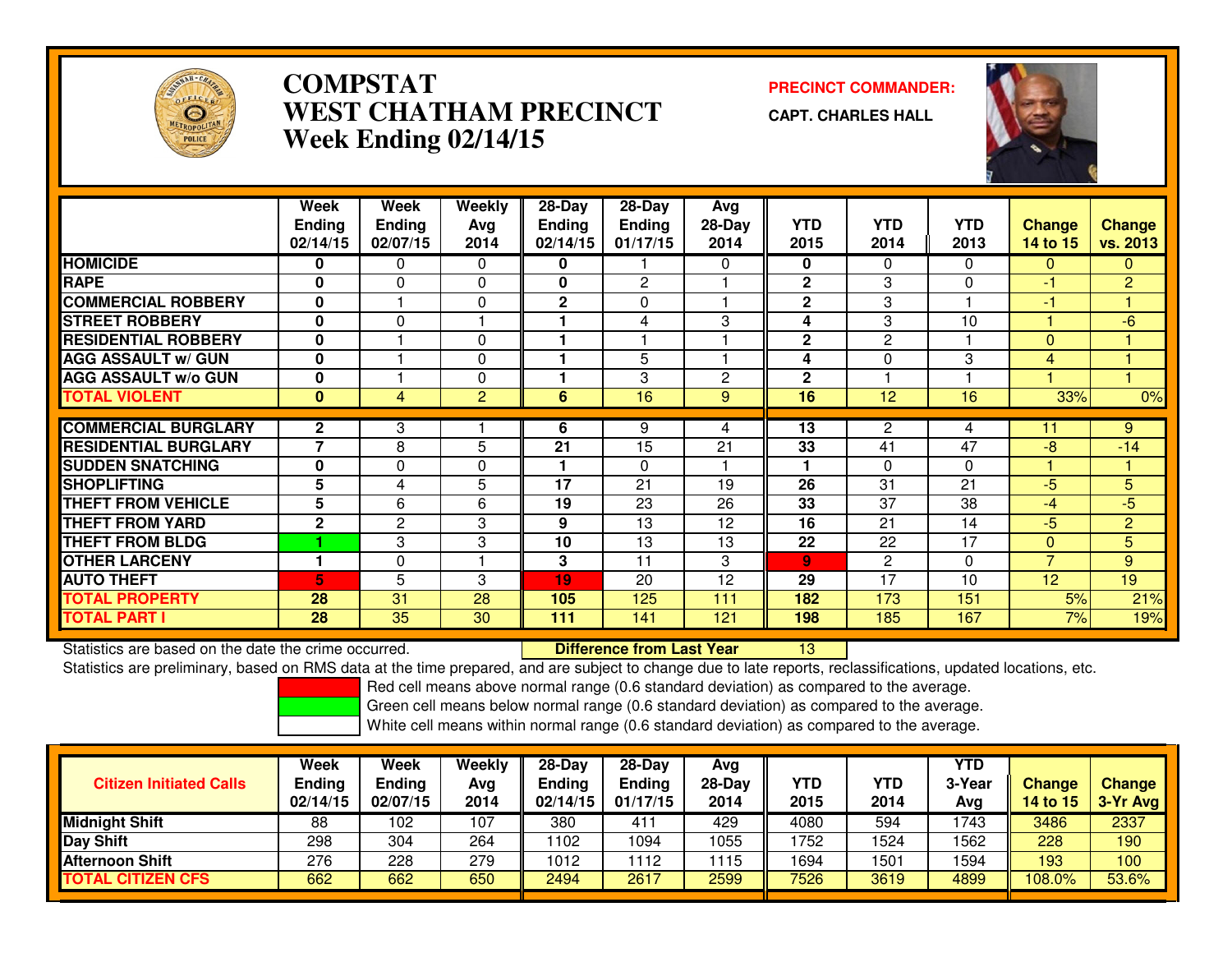# COMPSTAT
# WEST CHATHAM PRECINCT
# Week Ending 02/14/15

**PRECINCT COMMANDER:**

**CAPT. CHARLES HALL**

| | Week Ending 02/14/15 | Week Ending 02/07/15 | Weekly Avg 2014 | 28-Day Ending 02/14/15 | 28-Day Ending 01/17/15 | Avg 28-Day 2014 | YTD 2015 | YTD 2014 | YTD 2013 | Change 14 to 15 | Change vs. 2013 |
|---|---|---|---|---|---|---|---|---|---|---|---|
| HOMICIDE | 0 | 0 | 0 | 0 | 1 | 0 | 0 | 0 | 0 | 0 | 0 |
| RAPE | 0 | 0 | 0 | 0 | 2 | 1 | 2 | 3 | 0 | -1 | 2 |
| COMMERCIAL ROBBERY | 0 | 1 | 0 | 2 | 0 | 1 | 2 | 3 | 1 | -1 | 1 |
| STREET ROBBERY | 0 | 0 | 1 | 1 | 4 | 3 | 4 | 3 | 10 | 1 | -6 |
| RESIDENTIAL ROBBERY | 0 | 1 | 0 | 1 | 1 | 1 | 2 | 2 | 1 | 0 | 1 |
| AGG ASSAULT w/ GUN | 0 | 1 | 0 | 1 | 5 | 1 | 4 | 0 | 3 | 4 | 1 |
| AGG ASSAULT w/o GUN | 0 | 1 | 0 | 1 | 3 | 2 | 2 | 1 | 1 | 1 | 1 |
| TOTAL VIOLENT | 0 | 4 | 2 | 6 | 16 | 9 | 16 | 12 | 16 | 33% | 0% |
| COMMERCIAL BURGLARY | 2 | 3 | 1 | 6 | 9 | 4 | 13 | 2 | 4 | 11 | 9 |
| RESIDENTIAL BURGLARY | 7 | 8 | 5 | 21 | 15 | 21 | 33 | 41 | 47 | -8 | -14 |
| SUDDEN SNATCHING | 0 | 0 | 0 | 1 | 0 | 1 | 1 | 0 | 0 | 1 | 1 |
| SHOPLIFTING | 5 | 4 | 5 | 17 | 21 | 19 | 26 | 31 | 21 | -5 | 5 |
| THEFT FROM VEHICLE | 5 | 6 | 6 | 19 | 23 | 26 | 33 | 37 | 38 | -4 | -5 |
| THEFT FROM YARD | 2 | 2 | 3 | 9 | 13 | 12 | 16 | 21 | 14 | -5 | 2 |
| THEFT FROM BLDG | 1 | 3 | 3 | 10 | 13 | 13 | 22 | 22 | 17 | 0 | 5 |
| OTHER LARCENY | 1 | 0 | 1 | 3 | 11 | 3 | 9 | 2 | 0 | 7 | 9 |
| AUTO THEFT | 5 | 5 | 3 | 19 | 20 | 12 | 29 | 17 | 10 | 12 | 19 |
| TOTAL PROPERTY | 28 | 31 | 28 | 105 | 125 | 111 | 182 | 173 | 151 | 5% | 21% |
| TOTAL PART I | 28 | 35 | 30 | 111 | 141 | 121 | 198 | 185 | 167 | 7% | 19% |

Statistics are based on the date the crime occurred. **Difference from Last Year** 13

Statistics are preliminary, based on RMS data at the time prepared, and are subject to change due to late reports, reclassifications, updated locations, etc.

Red cell means above normal range (0.6 standard deviation) as compared to the average.
Green cell means below normal range (0.6 standard deviation) as compared to the average.
White cell means within normal range (0.6 standard deviation) as compared to the average.

| Citizen Initiated Calls | Week Ending 02/14/15 | Week Ending 02/07/15 | Weekly Avg 2014 | 28-Day Ending 02/14/15 | 28-Day Ending 01/17/15 | Avg 28-Day 2014 | YTD 2015 | YTD 2014 | YTD 3-Year Avg | Change 14 to 15 | Change 3-Yr Avg |
|---|---|---|---|---|---|---|---|---|---|---|---|
| Midnight Shift | 88 | 102 | 107 | 380 | 411 | 429 | 4080 | 594 | 1743 | 3486 | 2337 |
| Day Shift | 298 | 304 | 264 | 1102 | 1094 | 1055 | 1752 | 1524 | 1562 | 228 | 190 |
| Afternoon Shift | 276 | 228 | 279 | 1012 | 1112 | 1115 | 1694 | 1501 | 1594 | 193 | 100 |
| TOTAL CITIZEN CFS | 662 | 662 | 650 | 2494 | 2617 | 2599 | 7526 | 3619 | 4899 | 108.0% | 53.6% |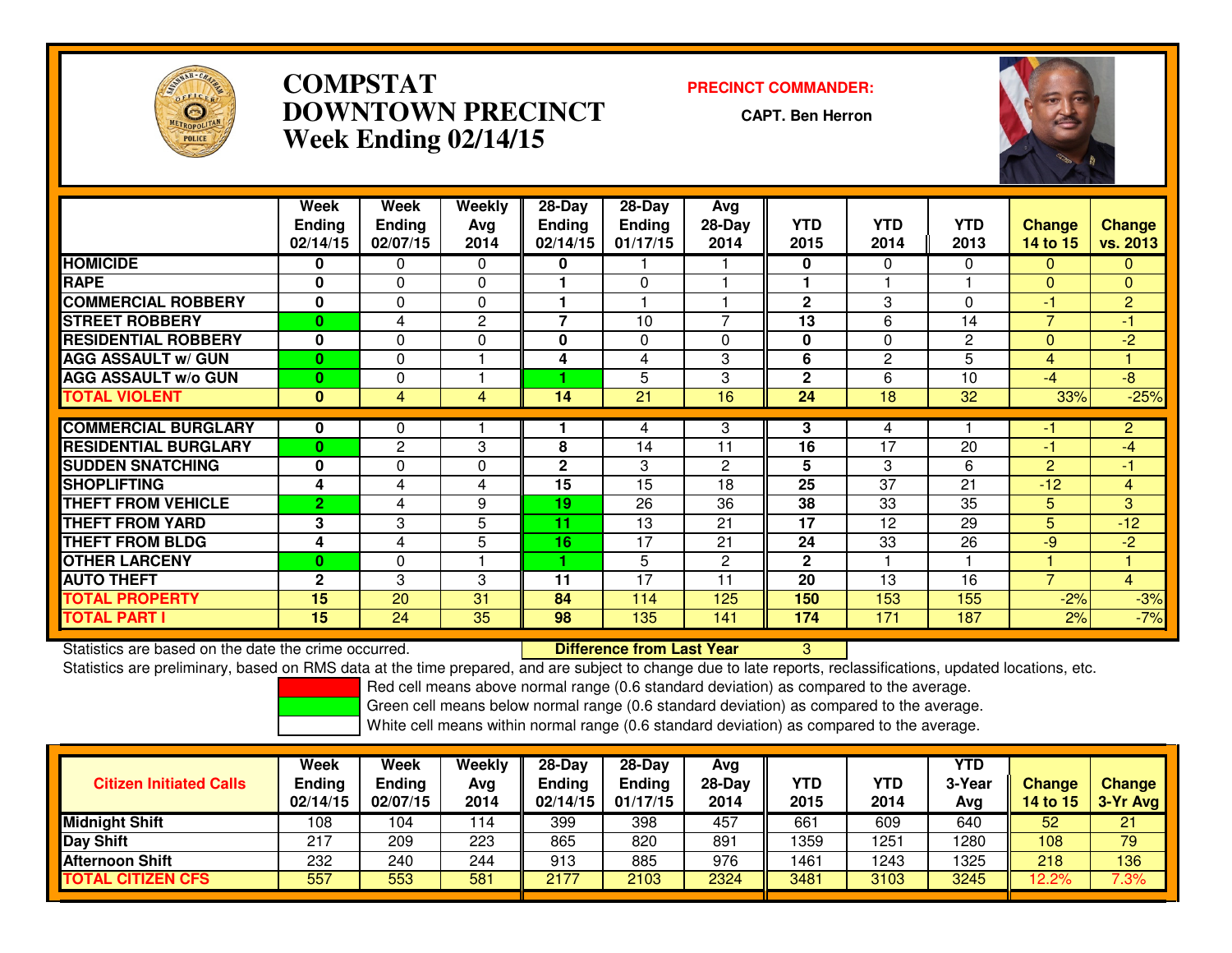# COMPSTAT DOWNTOWN PRECINCT Week Ending 02/14/15

**PRECINCT COMMANDER:**

**CAPT. Ben Herron**

| | Week Ending 02/14/15 | Week Ending 02/07/15 | Weekly Avg 2014 | 28-Day Ending 02/14/15 | 28-Day Ending 01/17/15 | Avg 28-Day 2014 | YTD 2015 | YTD 2014 | YTD 2013 | Change 14 to 15 | Change vs. 2013 |
|---|---|---|---|---|---|---|---|---|---|---|---|
| HOMICIDE | 0 | 0 | 0 | 0 | 1 | 1 | 0 | 0 | 0 | 0 | 0 |
| RAPE | 0 | 0 | 0 | 1 | 0 | 1 | 1 | 1 | 1 | 0 | 0 |
| COMMERCIAL ROBBERY | 0 | 0 | 0 | 1 | 1 | 1 | 2 | 3 | 0 | -1 | 2 |
| STREET ROBBERY | 0 | 4 | 2 | 7 | 10 | 7 | 13 | 6 | 14 | 7 | -1 |
| RESIDENTIAL ROBBERY | 0 | 0 | 0 | 0 | 0 | 0 | 0 | 0 | 2 | 0 | -2 |
| AGG ASSAULT w/ GUN | 0 | 0 | 1 | 4 | 4 | 3 | 6 | 2 | 5 | 4 | 1 |
| AGG ASSAULT w/o GUN | 0 | 0 | 1 | 1 | 5 | 3 | 2 | 6 | 10 | -4 | -8 |
| TOTAL VIOLENT | 0 | 4 | 4 | 14 | 21 | 16 | 24 | 18 | 32 | 33% | -25% |
| COMMERCIAL BURGLARY | 0 | 0 | 1 | 1 | 4 | 3 | 3 | 4 | 1 | -1 | 2 |
| RESIDENTIAL BURGLARY | 0 | 2 | 3 | 8 | 14 | 11 | 16 | 17 | 20 | -1 | -4 |
| SUDDEN SNATCHING | 0 | 0 | 0 | 2 | 3 | 2 | 5 | 3 | 6 | 2 | -1 |
| SHOPLIFTING | 4 | 4 | 4 | 15 | 15 | 18 | 25 | 37 | 21 | -12 | 4 |
| THEFT FROM VEHICLE | 2 | 4 | 9 | 19 | 26 | 36 | 38 | 33 | 35 | 5 | 3 |
| THEFT FROM YARD | 3 | 3 | 5 | 11 | 13 | 21 | 17 | 12 | 29 | 5 | -12 |
| THEFT FROM BLDG | 4 | 4 | 5 | 16 | 17 | 21 | 24 | 33 | 26 | -9 | -2 |
| OTHER LARCENY | 0 | 0 | 1 | 1 | 5 | 2 | 2 | 1 | 1 | 1 | 1 |
| AUTO THEFT | 2 | 3 | 3 | 11 | 17 | 11 | 20 | 13 | 16 | 7 | 4 |
| TOTAL PROPERTY | 15 | 20 | 31 | 84 | 114 | 125 | 150 | 153 | 155 | -2% | -3% |
| TOTAL PART I | 15 | 24 | 35 | 98 | 135 | 141 | 174 | 171 | 187 | 2% | -7% |

Statistics are based on the date the crime occurred. **Difference from Last Year** 3

Statistics are preliminary, based on RMS data at the time prepared, and are subject to change due to late reports, reclassifications, updated locations, etc.

Red cell means above normal range (0.6 standard deviation) as compared to the average.

Green cell means below normal range (0.6 standard deviation) as compared to the average.

White cell means within normal range (0.6 standard deviation) as compared to the average.

| Citizen Initiated Calls | Week Ending 02/14/15 | Week Ending 02/07/15 | Weekly Avg 2014 | 28-Day Ending 02/14/15 | 28-Day Ending 01/17/15 | Avg 28-Day 2014 | YTD 2015 | YTD 2014 | YTD 3-Year Avg | Change 14 to 15 | Change 3-Yr Avg |
|---|---|---|---|---|---|---|---|---|---|---|---|
| Midnight Shift | 108 | 104 | 114 | 399 | 398 | 457 | 661 | 609 | 640 | 52 | 21 |
| Day Shift | 217 | 209 | 223 | 865 | 820 | 891 | 1359 | 1251 | 1280 | 108 | 79 |
| Afternoon Shift | 232 | 240 | 244 | 913 | 885 | 976 | 1461 | 1243 | 1325 | 218 | 136 |
| TOTAL CITIZEN CFS | 557 | 553 | 581 | 2177 | 2103 | 2324 | 3481 | 3103 | 3245 | 12.2% | 7.3% |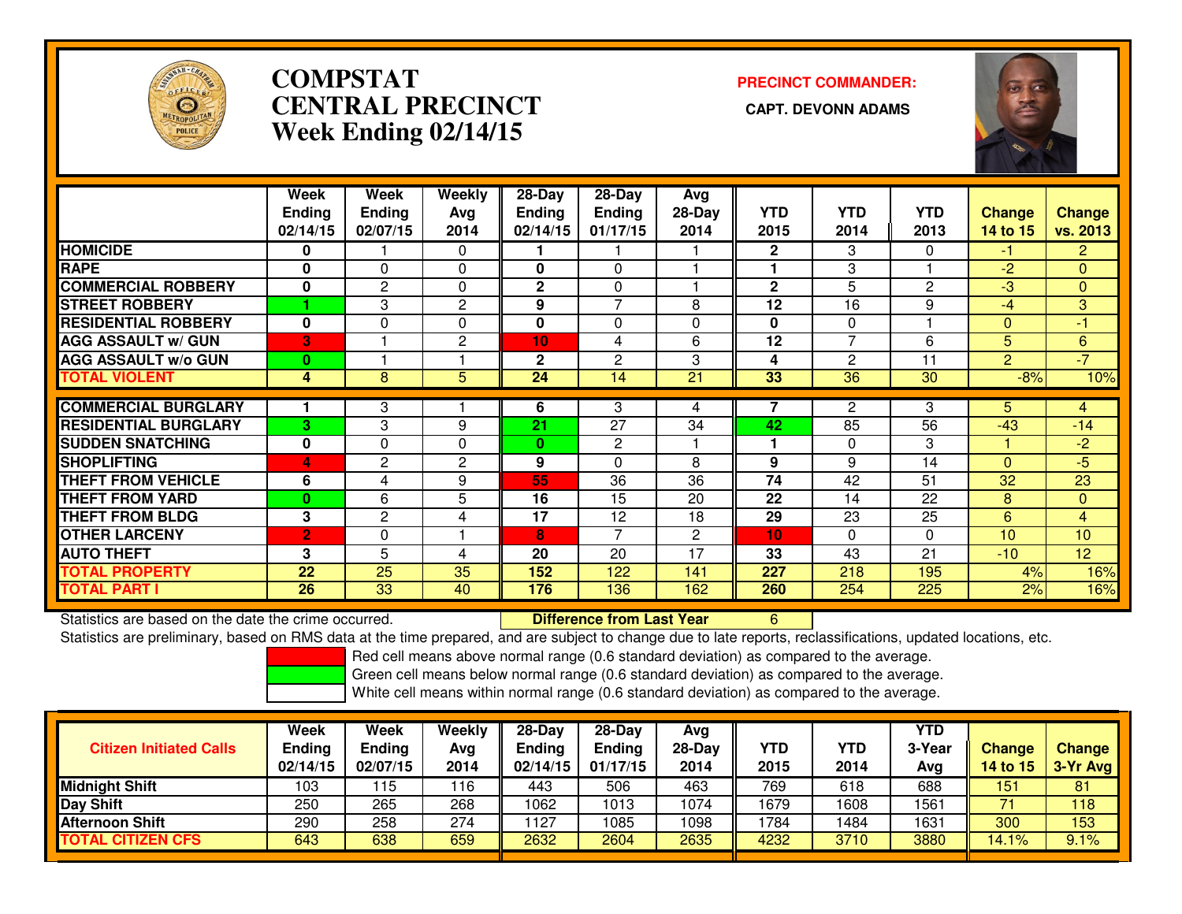# COMPSTAT
# CENTRAL PRECINCT
## Week Ending 02/14/15

**PRECINCT COMMANDER:**

**CAPT. DEVONN ADAMS**

| | Week Ending 02/14/15 | Week Ending 02/07/15 | Weekly Avg 2014 | 28-Day Ending 02/14/15 | 28-Day Ending 01/17/15 | Avg 28-Day 2014 | YTD 2015 | YTD 2014 | YTD 2013 | Change 14 to 15 | Change vs. 2013 |
|---|---|---|---|---|---|---|---|---|---|---|---|
| HOMICIDE | 0 | 1 | 0 | 1 | 1 | 1 | 2 | 3 | 0 | -1 | 2 |
| RAPE | 0 | 0 | 0 | 0 | 0 | 1 | 1 | 3 | 1 | -2 | 0 |
| COMMERCIAL ROBBERY | 0 | 2 | 0 | 2 | 0 | 1 | 2 | 5 | 2 | -3 | 0 |
| STREET ROBBERY | 1 | 3 | 2 | 9 | 7 | 8 | 12 | 16 | 9 | -4 | 3 |
| RESIDENTIAL ROBBERY | 0 | 0 | 0 | 0 | 0 | 0 | 0 | 0 | 1 | 0 | -1 |
| AGG ASSAULT w/ GUN | 3 | 1 | 2 | 10 | 4 | 6 | 12 | 7 | 6 | 5 | 6 |
| AGG ASSAULT w/o GUN | 0 | 1 | 1 | 2 | 2 | 3 | 4 | 2 | 11 | 2 | -7 |
| TOTAL VIOLENT | 4 | 8 | 5 | 24 | 14 | 21 | 33 | 36 | 30 | -8% | 10% |
| COMMERCIAL BURGLARY | 1 | 3 | 1 | 6 | 3 | 4 | 7 | 2 | 3 | 5 | 4 |
| RESIDENTIAL BURGLARY | 3 | 3 | 9 | 21 | 27 | 34 | 42 | 85 | 56 | -43 | -14 |
| SUDDEN SNATCHING | 0 | 0 | 0 | 0 | 2 | 1 | 1 | 0 | 3 | 1 | -2 |
| SHOPLIFTING | 4 | 2 | 2 | 9 | 0 | 8 | 9 | 9 | 14 | 0 | -5 |
| THEFT FROM VEHICLE | 6 | 4 | 9 | 55 | 36 | 36 | 74 | 42 | 51 | 32 | 23 |
| THEFT FROM YARD | 0 | 6 | 5 | 16 | 15 | 20 | 22 | 14 | 22 | 8 | 0 |
| THEFT FROM BLDG | 3 | 2 | 4 | 17 | 12 | 18 | 29 | 23 | 25 | 6 | 4 |
| OTHER LARCENY | 2 | 0 | 1 | 8 | 7 | 2 | 10 | 0 | 0 | 10 | 10 |
| AUTO THEFT | 3 | 5 | 4 | 20 | 20 | 17 | 33 | 43 | 21 | -10 | 12 |
| TOTAL PROPERTY | 22 | 25 | 35 | 152 | 122 | 141 | 227 | 218 | 195 | 4% | 16% |
| TOTAL PART I | 26 | 33 | 40 | 176 | 136 | 162 | 260 | 254 | 225 | 2% | 16% |

Statistics are based on the date the crime occurred.

**Difference from Last Year** 6

Statistics are preliminary, based on RMS data at the time prepared, and are subject to change due to late reports, reclassifications, updated locations, etc.

Red cell means above normal range (0.6 standard deviation) as compared to the average.
Green cell means below normal range (0.6 standard deviation) as compared to the average.
White cell means within normal range (0.6 standard deviation) as compared to the average.

| Citizen Initiated Calls | Week Ending 02/14/15 | Week Ending 02/07/15 | Weekly Avg 2014 | 28-Day Ending 02/14/15 | 28-Day Ending 01/17/15 | Avg 28-Day 2014 | YTD 2015 | YTD 2014 | YTD 3-Year Avg | Change 14 to 15 | Change 3-Yr Avg |
|---|---|---|---|---|---|---|---|---|---|---|---|
| Midnight Shift | 103 | 115 | 116 | 443 | 506 | 463 | 769 | 618 | 688 | 151 | 81 |
| Day Shift | 250 | 265 | 268 | 1062 | 1013 | 1074 | 1679 | 1608 | 1561 | 71 | 118 |
| Afternoon Shift | 290 | 258 | 274 | 1127 | 1085 | 1098 | 1784 | 1484 | 1631 | 300 | 153 |
| TOTAL CITIZEN CFS | 643 | 638 | 659 | 2632 | 2604 | 2635 | 4232 | 3710 | 3880 | 14.1% | 9.1% |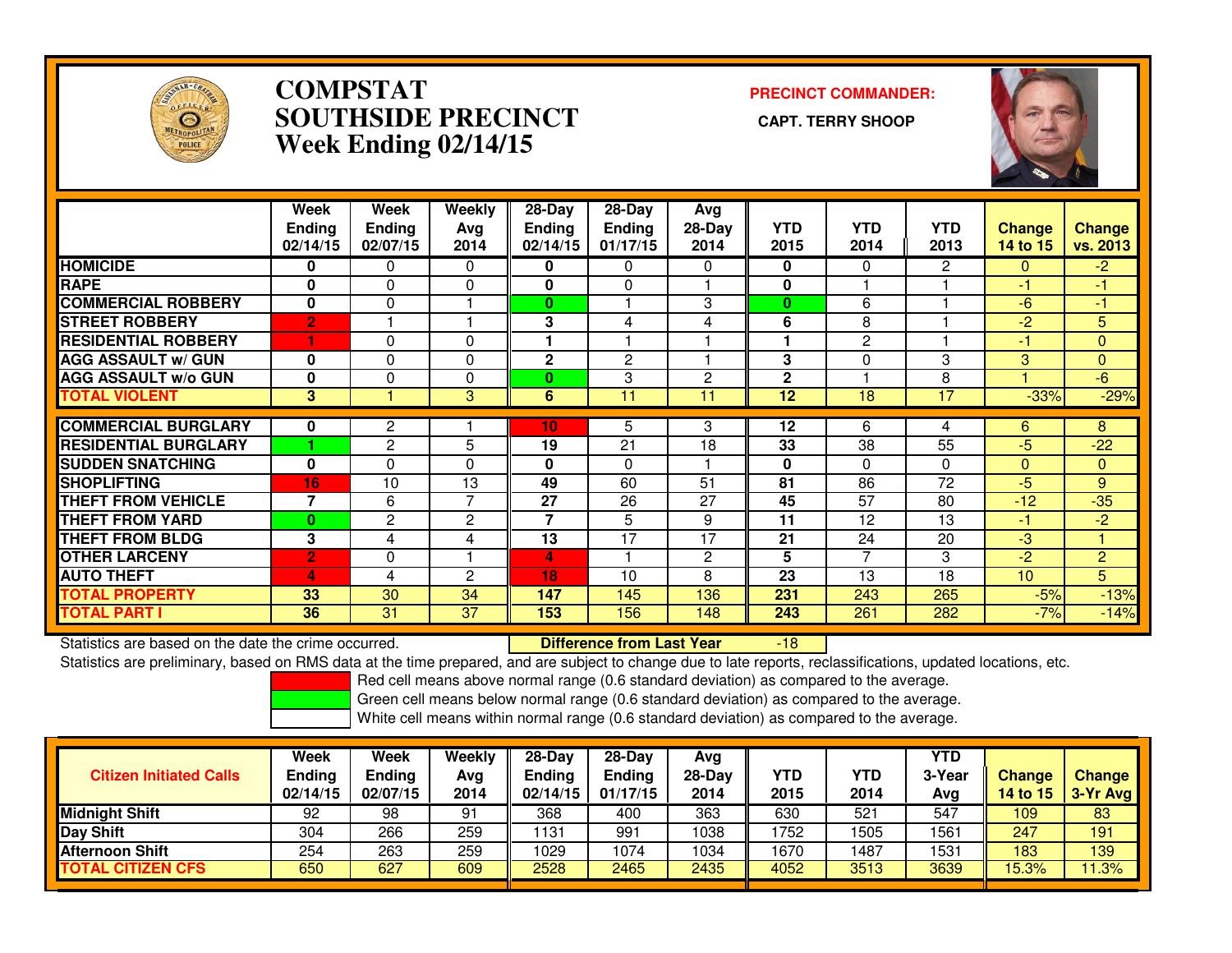# COMPSTAT SOUTHSIDE PRECINCT
## Week Ending 02/14/15

**PRECINCT COMMANDER:**

**CAPT. TERRY SHOOP**

| | Week Ending 02/14/15 | Week Ending 02/07/15 | Weekly Avg 2014 | 28-Day Ending 02/14/15 | 28-Day Ending 01/17/15 | Avg 28-Day 2014 | YTD 2015 | YTD 2014 | YTD 2013 | Change 14 to 15 | Change vs. 2013 |
|---|---|---|---|---|---|---|---|---|---|---|---|
| HOMICIDE | 0 | 0 | 0 | 0 | 0 | 0 | 0 | 0 | 2 | 0 | -2 |
| RAPE | 0 | 0 | 0 | 0 | 0 | 1 | 0 | 1 | 1 | -1 | -1 |
| COMMERCIAL ROBBERY | 0 | 0 | 1 | 0 | 1 | 3 | 0 | 6 | 1 | -6 | -1 |
| STREET ROBBERY | 2 | 1 | 1 | 3 | 4 | 4 | 6 | 8 | 1 | -2 | 5 |
| RESIDENTIAL ROBBERY | 1 | 0 | 0 | 1 | 1 | 1 | 1 | 2 | 1 | -1 | 0 |
| AGG ASSAULT w/ GUN | 0 | 0 | 0 | 2 | 2 | 1 | 3 | 0 | 3 | 3 | 0 |
| AGG ASSAULT w/o GUN | 0 | 0 | 0 | 0 | 3 | 2 | 2 | 1 | 8 | 1 | -6 |
| TOTAL VIOLENT | 3 | 1 | 3 | 6 | 11 | 11 | 12 | 18 | 17 | -33% | -29% |
| COMMERCIAL BURGLARY | 0 | 2 | 1 | 10 | 5 | 3 | 12 | 6 | 4 | 6 | 8 |
| RESIDENTIAL BURGLARY | 1 | 2 | 5 | 19 | 21 | 18 | 33 | 38 | 55 | -5 | -22 |
| SUDDEN SNATCHING | 0 | 0 | 0 | 0 | 0 | 1 | 0 | 0 | 0 | 0 | 0 |
| SHOPLIFTING | 16 | 10 | 13 | 49 | 60 | 51 | 81 | 86 | 72 | -5 | 9 |
| THEFT FROM VEHICLE | 7 | 6 | 7 | 27 | 26 | 27 | 45 | 57 | 80 | -12 | -35 |
| THEFT FROM YARD | 0 | 2 | 2 | 7 | 5 | 9 | 11 | 12 | 13 | -1 | -2 |
| THEFT FROM BLDG | 3 | 4 | 4 | 13 | 17 | 17 | 21 | 24 | 20 | -3 | 1 |
| OTHER LARCENY | 2 | 0 | 1 | 4 | 1 | 2 | 5 | 7 | 3 | -2 | 2 |
| AUTO THEFT | 4 | 4 | 2 | 18 | 10 | 8 | 23 | 13 | 18 | 10 | 5 |
| TOTAL PROPERTY | 33 | 30 | 34 | 147 | 145 | 136 | 231 | 243 | 265 | -5% | -13% |
| TOTAL PART I | 36 | 31 | 37 | 153 | 156 | 148 | 243 | 261 | 282 | -7% | -14% |

Statistics are based on the date the crime occurred. **Difference from Last Year** -18

Statistics are preliminary, based on RMS data at the time prepared, and are subject to change due to late reports, reclassifications, updated locations, etc.

Red cell means above normal range (0.6 standard deviation) as compared to the average.

Green cell means below normal range (0.6 standard deviation) as compared to the average.

White cell means within normal range (0.6 standard deviation) as compared to the average.

| Citizen Initiated Calls | Week Ending 02/14/15 | Week Ending 02/07/15 | Weekly Avg 2014 | 28-Day Ending 02/14/15 | 28-Day Ending 01/17/15 | Avg 28-Day 2014 | YTD 2015 | YTD 2014 | YTD 3-Year Avg | Change 14 to 15 | Change 3-Yr Avg |
|---|---|---|---|---|---|---|---|---|---|---|---|
| Midnight Shift | 92 | 98 | 91 | 368 | 400 | 363 | 630 | 521 | 547 | 109 | 83 |
| Day Shift | 304 | 266 | 259 | 1131 | 991 | 1038 | 1752 | 1505 | 1561 | 247 | 191 |
| Afternoon Shift | 254 | 263 | 259 | 1029 | 1074 | 1034 | 1670 | 1487 | 1531 | 183 | 139 |
| TOTAL CITIZEN CFS | 650 | 627 | 609 | 2528 | 2465 | 2435 | 4052 | 3513 | 3639 | 15.3% | 11.3% |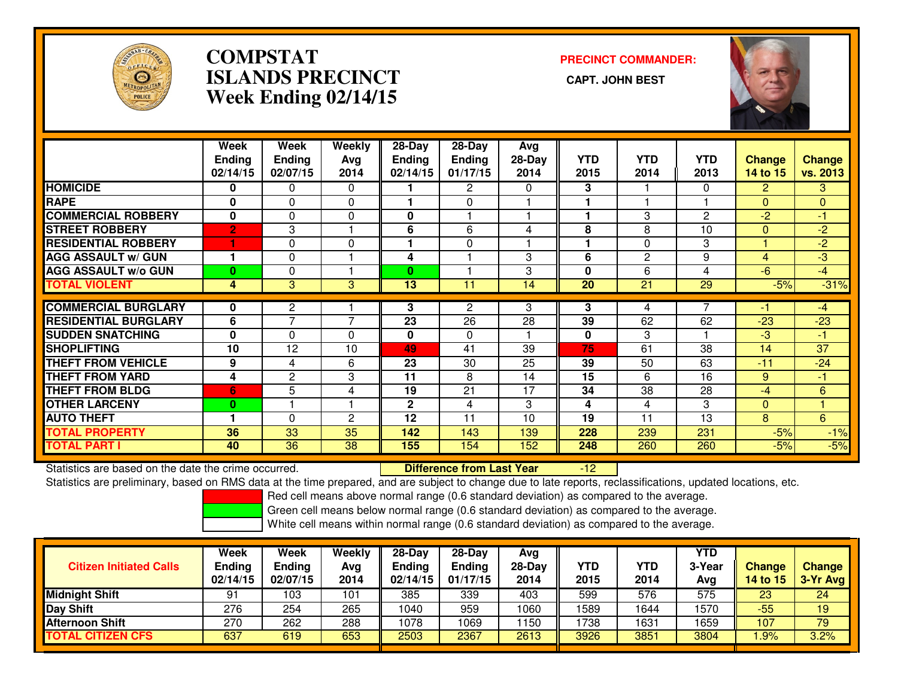# COMPSTAT
# ISLANDS PRECINCT
# Week Ending 02/14/15

**PRECINCT COMMANDER:**

**CAPT. JOHN BEST**

| | Week Ending 02/14/15 | Week Ending 02/07/15 | Weekly Avg 2014 | 28-Day Ending 02/14/15 | 28-Day Ending 01/17/15 | Avg 28-Day 2014 | YTD 2015 | YTD 2014 | YTD 2013 | Change 14 to 15 | Change vs. 2013 |
|---|---|---|---|---|---|---|---|---|---|---|---|
| HOMICIDE | 0 | 0 | 0 | 1 | 2 | 0 | 3 | 1 | 0 | 2 | 3 |
| RAPE | 0 | 0 | 0 | 1 | 0 | 1 | 1 | 1 | 1 | 0 | 0 |
| COMMERCIAL ROBBERY | 0 | 0 | 0 | 0 | 1 | 1 | 1 | 3 | 2 | -2 | -1 |
| STREET ROBBERY | 2 | 3 | 1 | 6 | 6 | 4 | 8 | 8 | 10 | 0 | -2 |
| RESIDENTIAL ROBBERY | 1 | 0 | 0 | 1 | 0 | 1 | 1 | 0 | 3 | 1 | -2 |
| AGG ASSAULT w/ GUN | 1 | 0 | 1 | 4 | 1 | 3 | 6 | 2 | 9 | 4 | -3 |
| AGG ASSAULT w/o GUN | 0 | 0 | 1 | 0 | 1 | 3 | 0 | 6 | 4 | -6 | -4 |
| TOTAL VIOLENT | 4 | 3 | 3 | 13 | 11 | 14 | 20 | 21 | 29 | -5% | -31% |
| COMMERCIAL BURGLARY | 0 | 2 | 1 | 3 | 2 | 3 | 3 | 4 | 7 | -1 | -4 |
| RESIDENTIAL BURGLARY | 6 | 7 | 7 | 23 | 26 | 28 | 39 | 62 | 62 | -23 | -23 |
| SUDDEN SNATCHING | 0 | 0 | 0 | 0 | 0 | 1 | 0 | 3 | 1 | -3 | -1 |
| SHOPLIFTING | 10 | 12 | 10 | 49 | 41 | 39 | 75 | 61 | 38 | 14 | 37 |
| THEFT FROM VEHICLE | 9 | 4 | 6 | 23 | 30 | 25 | 39 | 50 | 63 | -11 | -24 |
| THEFT FROM YARD | 4 | 2 | 3 | 11 | 8 | 14 | 15 | 6 | 16 | 9 | -1 |
| THEFT FROM BLDG | 6 | 5 | 4 | 19 | 21 | 17 | 34 | 38 | 28 | -4 | 6 |
| OTHER LARCENY | 0 | 1 | 1 | 2 | 4 | 3 | 4 | 4 | 3 | 0 | 1 |
| AUTO THEFT | 1 | 0 | 2 | 12 | 11 | 10 | 19 | 11 | 13 | 8 | 6 |
| TOTAL PROPERTY | 36 | 33 | 35 | 142 | 143 | 139 | 228 | 239 | 231 | -5% | -1% |
| TOTAL PART I | 40 | 36 | 38 | 155 | 154 | 152 | 248 | 260 | 260 | -5% | -5% |

Statistics are based on the date the crime occurred. **Difference from Last Year** -12

Statistics are preliminary, based on RMS data at the time prepared, and are subject to change due to late reports, reclassifications, updated locations, etc.

Red cell means above normal range (0.6 standard deviation) as compared to the average.

Green cell means below normal range (0.6 standard deviation) as compared to the average.

White cell means within normal range (0.6 standard deviation) as compared to the average.

| Citizen Initiated Calls | Week Ending 02/14/15 | Week Ending 02/07/15 | Weekly Avg 2014 | 28-Day Ending 02/14/15 | 28-Day Ending 01/17/15 | Avg 28-Day 2014 | YTD 2015 | YTD 2014 | YTD 3-Year Avg | Change 14 to 15 | Change 3-Yr Avg |
|---|---|---|---|---|---|---|---|---|---|---|---|
| Midnight Shift | 91 | 103 | 101 | 385 | 339 | 403 | 599 | 576 | 575 | 23 | 24 |
| Day Shift | 276 | 254 | 265 | 1040 | 959 | 1060 | 1589 | 1644 | 1570 | -55 | 19 |
| Afternoon Shift | 270 | 262 | 288 | 1078 | 1069 | 1150 | 1738 | 1631 | 1659 | 107 | 79 |
| TOTAL CITIZEN CFS | 637 | 619 | 653 | 2503 | 2367 | 2613 | 3926 | 3851 | 3804 | 1.9% | 3.2% |